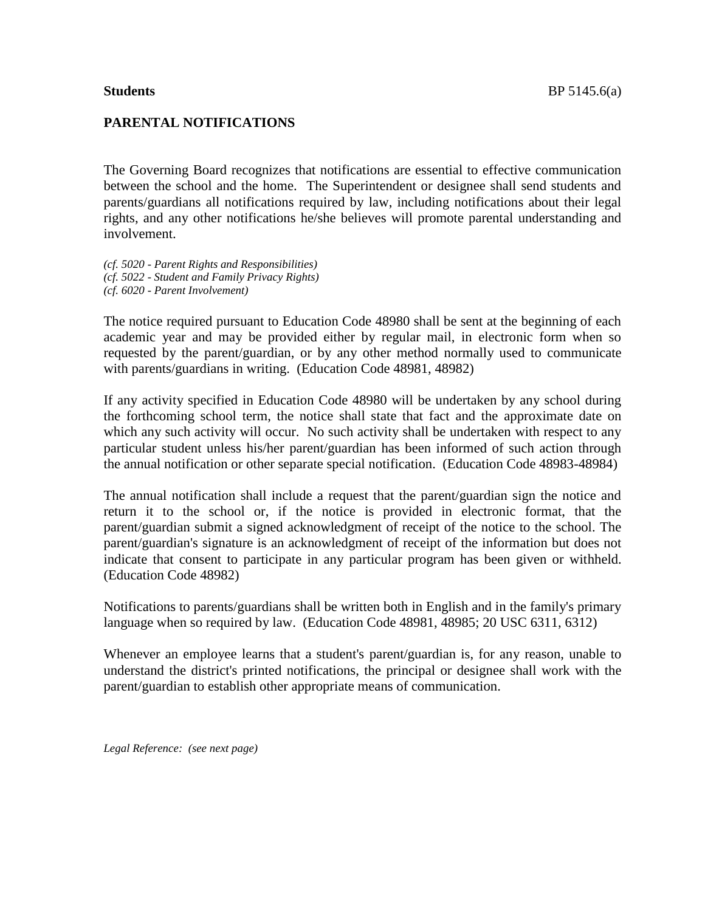**Students** BP 5145.6(a)

## PARENTAL NOTIFICATIONS

The Governing Board recognizes that notifications are essential to effective communication between the school and the home. The Superintendent or designee shall send students and parents/guardians all notifications required by law, including notifications about their legal rights, and any other notifications he/she believes will promote parental understanding and involvement.

*(cf. 5020 - Parent Rights and Responsibilities)*
*(cf. 5022 - Student and Family Privacy Rights)*
*(cf. 6020 - Parent Involvement)*

The notice required pursuant to Education Code 48980 shall be sent at the beginning of each academic year and may be provided either by regular mail, in electronic form when so requested by the parent/guardian, or by any other method normally used to communicate with parents/guardians in writing. (Education Code 48981, 48982)

If any activity specified in Education Code 48980 will be undertaken by any school during the forthcoming school term, the notice shall state that fact and the approximate date on which any such activity will occur. No such activity shall be undertaken with respect to any particular student unless his/her parent/guardian has been informed of such action through the annual notification or other separate special notification. (Education Code 48983-48984)

The annual notification shall include a request that the parent/guardian sign the notice and return it to the school or, if the notice is provided in electronic format, that the parent/guardian submit a signed acknowledgment of receipt of the notice to the school. The parent/guardian's signature is an acknowledgment of receipt of the information but does not indicate that consent to participate in any particular program has been given or withheld. (Education Code 48982)

Notifications to parents/guardians shall be written both in English and in the family's primary language when so required by law. (Education Code 48981, 48985; 20 USC 6311, 6312)

Whenever an employee learns that a student's parent/guardian is, for any reason, unable to understand the district's printed notifications, the principal or designee shall work with the parent/guardian to establish other appropriate means of communication.

*Legal Reference: (see next page)*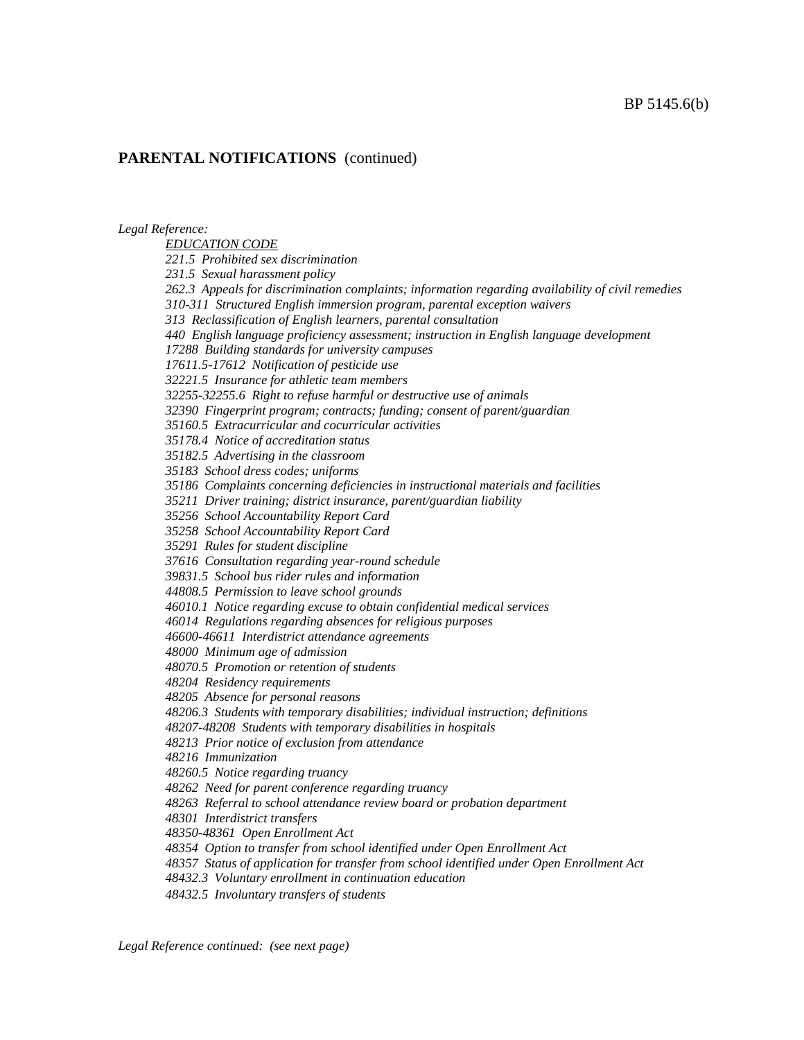## PARENTAL NOTIFICATIONS (continued)

*Legal Reference:*

*EDUCATION CODE*

*221.5 Prohibited sex discrimination*
*231.5 Sexual harassment policy*
*262.3 Appeals for discrimination complaints; information regarding availability of civil remedies*
*310-311 Structured English immersion program, parental exception waivers*
*313 Reclassification of English learners, parental consultation*
*440 English language proficiency assessment; instruction in English language development*
*17288 Building standards for university campuses*
*17611.5-17612 Notification of pesticide use*
*32221.5 Insurance for athletic team members*
*32255-32255.6 Right to refuse harmful or destructive use of animals*
*32390 Fingerprint program; contracts; funding; consent of parent/guardian*
*35160.5 Extracurricular and cocurricular activities*
*35178.4 Notice of accreditation status*
*35182.5 Advertising in the classroom*
*35183 School dress codes; uniforms*
*35186 Complaints concerning deficiencies in instructional materials and facilities*
*35211 Driver training; district insurance, parent/guardian liability*
*35256 School Accountability Report Card*
*35258 School Accountability Report Card*
*35291 Rules for student discipline*
*37616 Consultation regarding year-round schedule*
*39831.5 School bus rider rules and information*
*44808.5 Permission to leave school grounds*
*46010.1 Notice regarding excuse to obtain confidential medical services*
*46014 Regulations regarding absences for religious purposes*
*46600-46611 Interdistrict attendance agreements*
*48000 Minimum age of admission*
*48070.5 Promotion or retention of students*
*48204 Residency requirements*
*48205 Absence for personal reasons*
*48206.3 Students with temporary disabilities; individual instruction; definitions*
*48207-48208 Students with temporary disabilities in hospitals*
*48213 Prior notice of exclusion from attendance*
*48216 Immunization*
*48260.5 Notice regarding truancy*
*48262 Need for parent conference regarding truancy*
*48263 Referral to school attendance review board or probation department*
*48301 Interdistrict transfers*
*48350-48361 Open Enrollment Act*
*48354 Option to transfer from school identified under Open Enrollment Act*
*48357 Status of application for transfer from school identified under Open Enrollment Act*
*48432.3 Voluntary enrollment in continuation education*
*48432.5 Involuntary transfers of students*

*Legal Reference continued: (see next page)*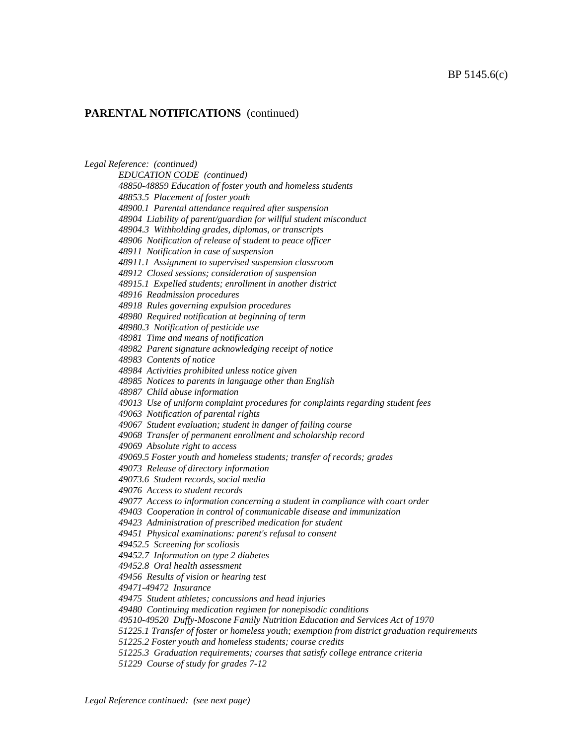**PARENTAL NOTIFICATIONS** (continued)

*Legal Reference: (continued)*

*EDUCATION CODE (continued)*

*48850-48859 Education of foster youth and homeless students*
*48853.5 Placement of foster youth*
*48900.1 Parental attendance required after suspension*
*48904 Liability of parent/guardian for willful student misconduct*
*48904.3 Withholding grades, diplomas, or transcripts*
*48906 Notification of release of student to peace officer*
*48911 Notification in case of suspension*
*48911.1 Assignment to supervised suspension classroom*
*48912 Closed sessions; consideration of suspension*
*48915.1 Expelled students; enrollment in another district*
*48916 Readmission procedures*
*48918 Rules governing expulsion procedures*
*48980 Required notification at beginning of term*
*48980.3 Notification of pesticide use*
*48981 Time and means of notification*
*48982 Parent signature acknowledging receipt of notice*
*48983 Contents of notice*
*48984 Activities prohibited unless notice given*
*48985 Notices to parents in language other than English*
*48987 Child abuse information*
*49013 Use of uniform complaint procedures for complaints regarding student fees*
*49063 Notification of parental rights*
*49067 Student evaluation; student in danger of failing course*
*49068 Transfer of permanent enrollment and scholarship record*
*49069 Absolute right to access*
*49069.5 Foster youth and homeless students; transfer of records; grades*
*49073 Release of directory information*
*49073.6 Student records, social media*
*49076 Access to student records*
*49077 Access to information concerning a student in compliance with court order*
*49403 Cooperation in control of communicable disease and immunization*
*49423 Administration of prescribed medication for student*
*49451 Physical examinations: parent's refusal to consent*
*49452.5 Screening for scoliosis*
*49452.7 Information on type 2 diabetes*
*49452.8 Oral health assessment*
*49456 Results of vision or hearing test*
*49471-49472 Insurance*
*49475 Student athletes; concussions and head injuries*
*49480 Continuing medication regimen for nonepisodic conditions*
*49510-49520 Duffy-Moscone Family Nutrition Education and Services Act of 1970*
*51225.1 Transfer of foster or homeless youth; exemption from district graduation requirements*
*51225.2 Foster youth and homeless students; course credits*
*51225.3 Graduation requirements; courses that satisfy college entrance criteria*
*51229 Course of study for grades 7-12*

*Legal Reference continued: (see next page)*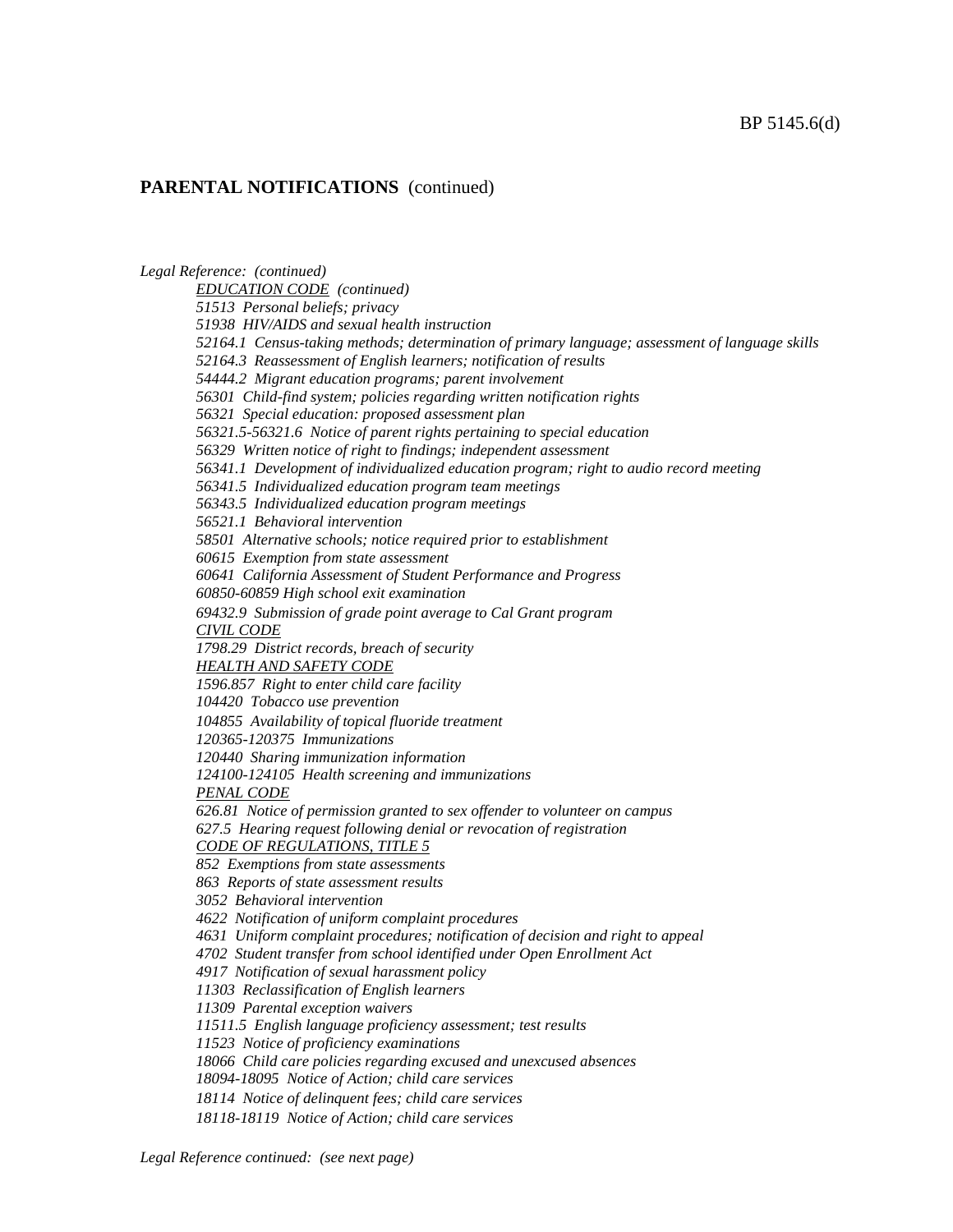## PARENTAL NOTIFICATIONS (continued)

*Legal Reference: (continued)*

*EDUCATION CODE (continued)*

*51513 Personal beliefs; privacy*
*51938 HIV/AIDS and sexual health instruction*
*52164.1 Census-taking methods; determination of primary language; assessment of language skills*
*52164.3 Reassessment of English learners; notification of results*
*54444.2 Migrant education programs; parent involvement*
*56301 Child-find system; policies regarding written notification rights*
*56321 Special education: proposed assessment plan*
*56321.5-56321.6 Notice of parent rights pertaining to special education*
*56329 Written notice of right to findings; independent assessment*
*56341.1 Development of individualized education program; right to audio record meeting*
*56341.5 Individualized education program team meetings*
*56343.5 Individualized education program meetings*
*56521.1 Behavioral intervention*
*58501 Alternative schools; notice required prior to establishment*
*60615 Exemption from state assessment*
*60641 California Assessment of Student Performance and Progress*
*60850-60859 High school exit examination*
*69432.9 Submission of grade point average to Cal Grant program*

*CIVIL CODE*

*1798.29 District records, breach of security*

*HEALTH AND SAFETY CODE*

*1596.857 Right to enter child care facility*
*104420 Tobacco use prevention*
*104855 Availability of topical fluoride treatment*
*120365-120375 Immunizations*
*120440 Sharing immunization information*
*124100-124105 Health screening and immunizations*

*PENAL CODE*

*626.81 Notice of permission granted to sex offender to volunteer on campus*
*627.5 Hearing request following denial or revocation of registration*

*CODE OF REGULATIONS, TITLE 5*

*852 Exemptions from state assessments*
*863 Reports of state assessment results*
*3052 Behavioral intervention*
*4622 Notification of uniform complaint procedures*
*4631 Uniform complaint procedures; notification of decision and right to appeal*
*4702 Student transfer from school identified under Open Enrollment Act*
*4917 Notification of sexual harassment policy*
*11303 Reclassification of English learners*
*11309 Parental exception waivers*
*11511.5 English language proficiency assessment; test results*
*11523 Notice of proficiency examinations*
*18066 Child care policies regarding excused and unexcused absences*
*18094-18095 Notice of Action; child care services*
*18114 Notice of delinquent fees; child care services*
*18118-18119 Notice of Action; child care services*

*Legal Reference continued: (see next page)*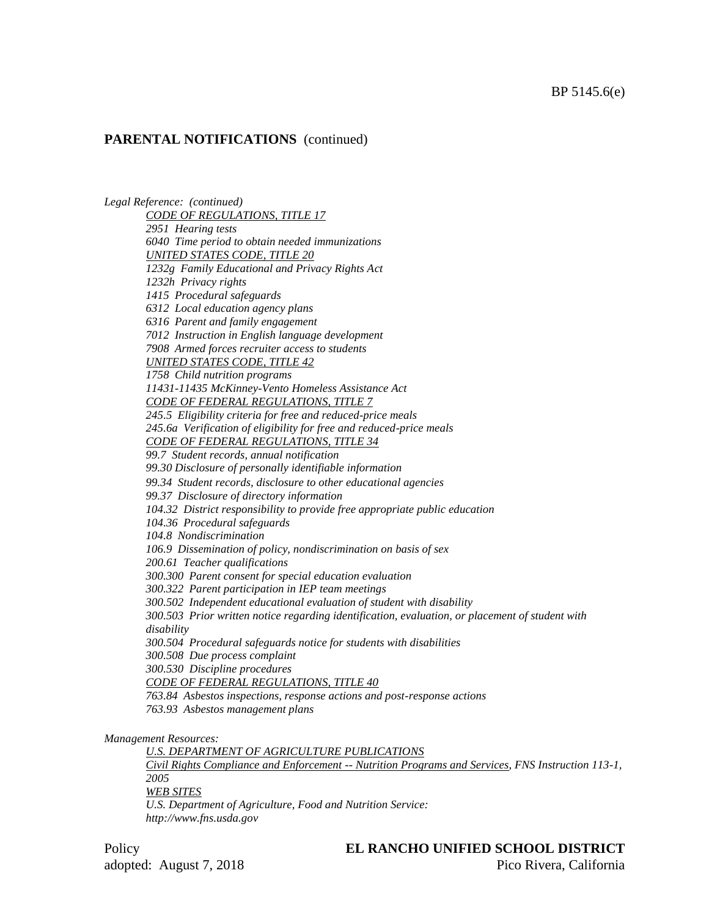**PARENTAL NOTIFICATIONS** (continued)

*Legal Reference: (continued)*

*<u>CODE OF REGULATIONS, TITLE 17</u>*
*2951 Hearing tests*
*6040 Time period to obtain needed immunizations*
*<u>UNITED STATES CODE, TITLE 20</u>*
*1232g Family Educational and Privacy Rights Act*
*1232h Privacy rights*
*1415 Procedural safeguards*
*6312 Local education agency plans*
*6316 Parent and family engagement*
*7012 Instruction in English language development*
*7908 Armed forces recruiter access to students*
*<u>UNITED STATES CODE, TITLE 42</u>*
*1758 Child nutrition programs*
*11431-11435 McKinney-Vento Homeless Assistance Act*
*<u>CODE OF FEDERAL REGULATIONS, TITLE 7</u>*
*245.5 Eligibility criteria for free and reduced-price meals*
*245.6a Verification of eligibility for free and reduced-price meals*
*<u>CODE OF FEDERAL REGULATIONS, TITLE 34</u>*
*99.7 Student records, annual notification*
*99.30 Disclosure of personally identifiable information*
*99.34 Student records, disclosure to other educational agencies*
*99.37 Disclosure of directory information*
*104.32 District responsibility to provide free appropriate public education*
*104.36 Procedural safeguards*
*104.8 Nondiscrimination*
*106.9 Dissemination of policy, nondiscrimination on basis of sex*
*200.61 Teacher qualifications*
*300.300 Parent consent for special education evaluation*
*300.322 Parent participation in IEP team meetings*
*300.502 Independent educational evaluation of student with disability*
*300.503 Prior written notice regarding identification, evaluation, or placement of student with disability*
*300.504 Procedural safeguards notice for students with disabilities*
*300.508 Due process complaint*
*300.530 Discipline procedures*
*<u>CODE OF FEDERAL REGULATIONS, TITLE 40</u>*
*763.84 Asbestos inspections, response actions and post-response actions*
*763.93 Asbestos management plans*

*Management Resources:*

*<u>U.S. DEPARTMENT OF AGRICULTURE PUBLICATIONS</u>*
*<u>Civil Rights Compliance and Enforcement -- Nutrition Programs and Services</u>, FNS Instruction 113-1, 2005*
*<u>WEB SITES</u>*
*U.S. Department of Agriculture, Food and Nutrition Service: http://www.fns.usda.gov*

Policy
adopted: August 7, 2018

**EL RANCHO UNIFIED SCHOOL DISTRICT**
Pico Rivera, California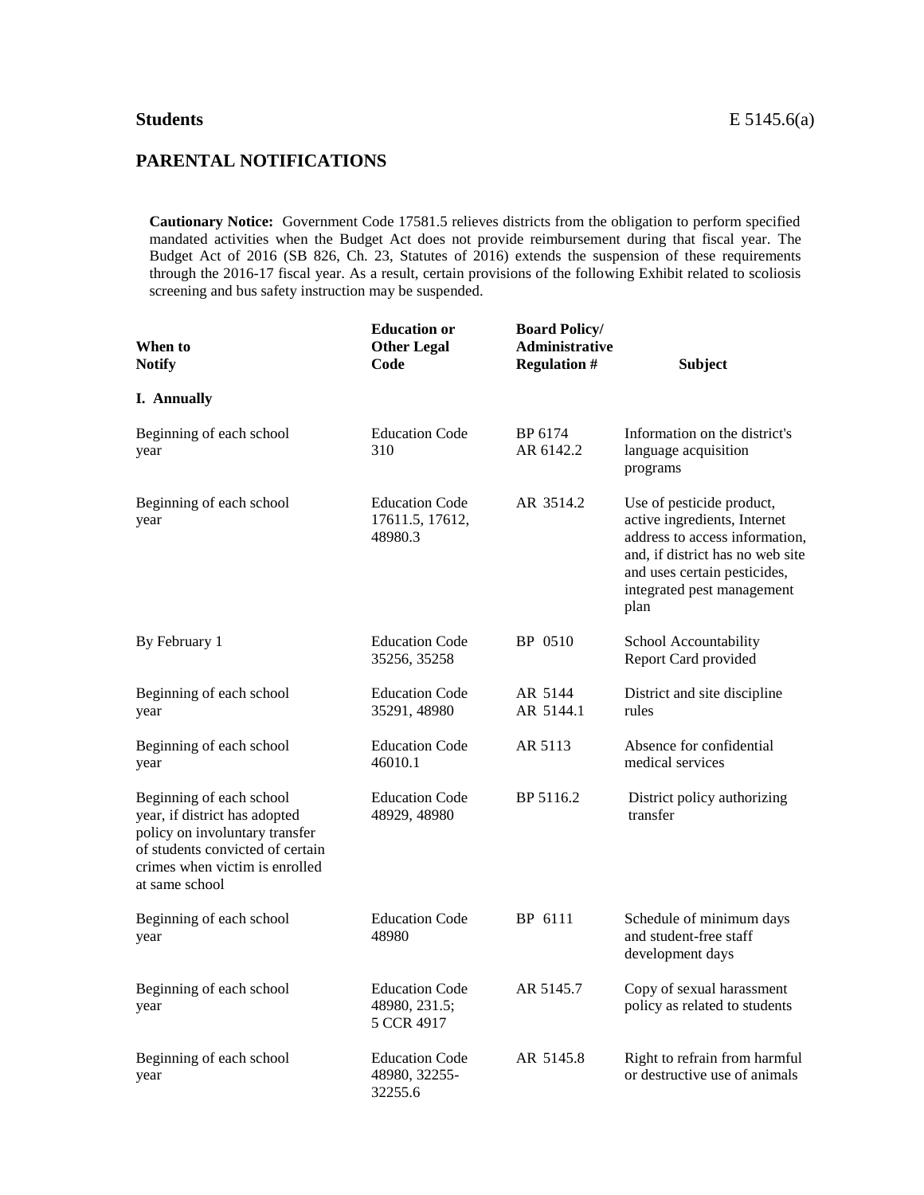**Students** E 5145.6(a)

## PARENTAL NOTIFICATIONS

**Cautionary Notice:** Government Code 17581.5 relieves districts from the obligation to perform specified mandated activities when the Budget Act does not provide reimbursement during that fiscal year. The Budget Act of 2016 (SB 826, Ch. 23, Statutes of 2016) extends the suspension of these requirements through the 2016-17 fiscal year. As a result, certain provisions of the following Exhibit related to scoliosis screening and bus safety instruction may be suspended.

| When to Notify | Education or Other Legal Code | Board Policy/ Administrative Regulation # | Subject |
|---|---|---|---|
| **I. Annually** | | | |
| Beginning of each school year | Education Code 310 | BP 6174 AR 6142.2 | Information on the district's language acquisition programs |
| Beginning of each school year | Education Code 17611.5, 17612, 48980.3 | AR 3514.2 | Use of pesticide product, active ingredients, Internet address to access information, and, if district has no web site and uses certain pesticides, integrated pest management plan |
| By February 1 | Education Code 35256, 35258 | BP 0510 | School Accountability Report Card provided |
| Beginning of each school year | Education Code 35291, 48980 | AR 5144 AR 5144.1 | District and site discipline rules |
| Beginning of each school year | Education Code 46010.1 | AR 5113 | Absence for confidential medical services |
| Beginning of each school year, if district has adopted policy on involuntary transfer of students convicted of certain crimes when victim is enrolled at same school | Education Code 48929, 48980 | BP 5116.2 | District policy authorizing transfer |
| Beginning of each school year | Education Code 48980 | BP 6111 | Schedule of minimum days and student-free staff development days |
| Beginning of each school year | Education Code 48980, 231.5; 5 CCR 4917 | AR 5145.7 | Copy of sexual harassment policy as related to students |
| Beginning of each school year | Education Code 48980, 32255-32255.6 | AR 5145.8 | Right to refrain from harmful or destructive use of animals |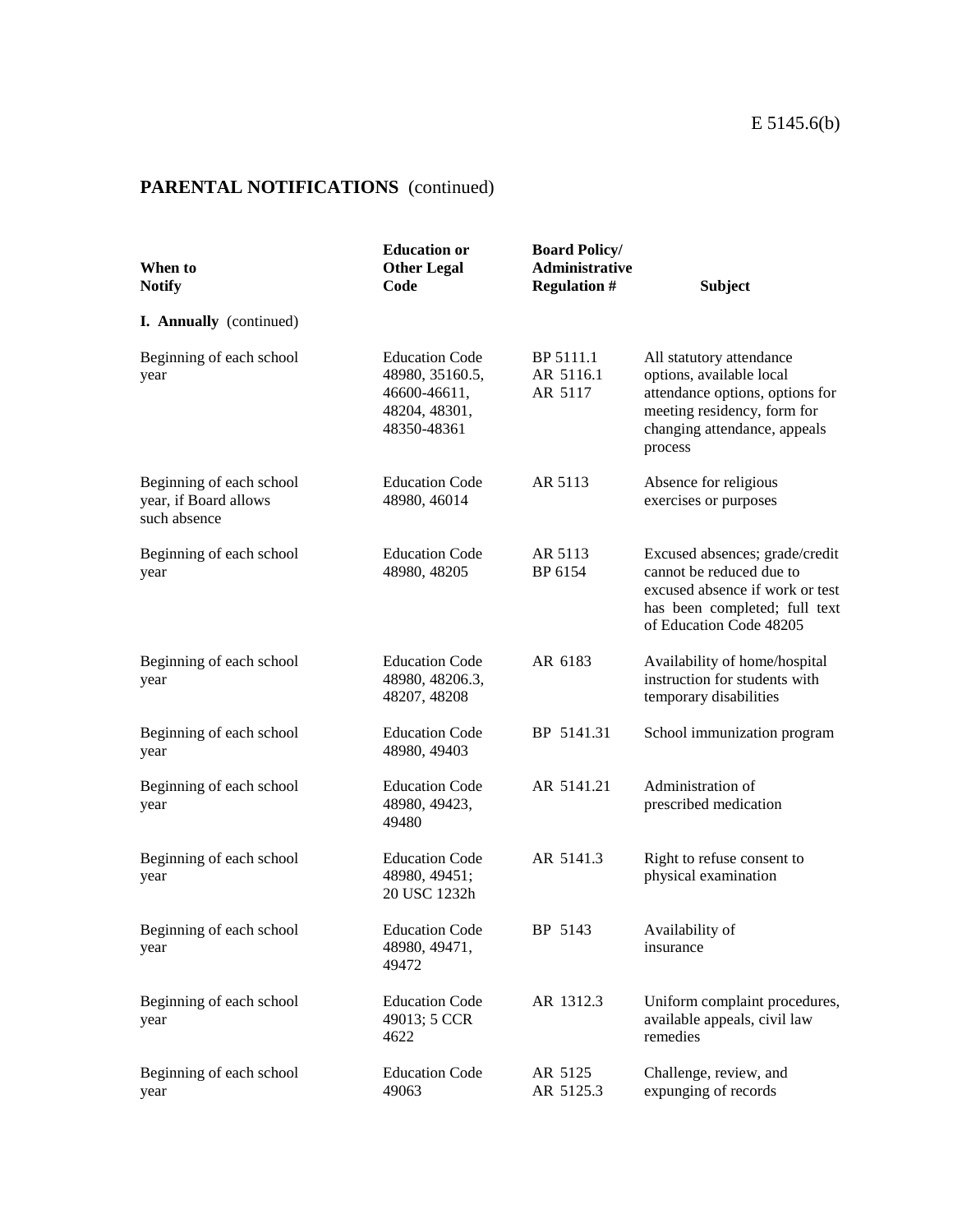E 5145.6(b)

## PARENTAL NOTIFICATIONS (continued)

| When to Notify | Education or Other Legal Code | Board Policy/ Administrative Regulation # | Subject |
|---|---|---|---|
| **I. Annually** (continued) | | | |
| Beginning of each school year | Education Code 48980, 35160.5, 46600-46611, 48204, 48301, 48350-48361 | BP 5111.1 AR 5116.1 AR 5117 | All statutory attendance options, available local attendance options, options for meeting residency, form for changing attendance, appeals process |
| Beginning of each school year, if Board allows such absence | Education Code 48980, 46014 | AR 5113 | Absence for religious exercises or purposes |
| Beginning of each school year | Education Code 48980, 48205 | AR 5113 BP 6154 | Excused absences; grade/credit cannot be reduced due to excused absence if work or test has been completed; full text of Education Code 48205 |
| Beginning of each school year | Education Code 48980, 48206.3, 48207, 48208 | AR 6183 | Availability of home/hospital instruction for students with temporary disabilities |
| Beginning of each school year | Education Code 48980, 49403 | BP 5141.31 | School immunization program |
| Beginning of each school year | Education Code 48980, 49423, 49480 | AR 5141.21 | Administration of prescribed medication |
| Beginning of each school year | Education Code 48980, 49451; 20 USC 1232h | AR 5141.3 | Right to refuse consent to physical examination |
| Beginning of each school year | Education Code 48980, 49471, 49472 | BP 5143 | Availability of insurance |
| Beginning of each school year | Education Code 49013; 5 CCR 4622 | AR 1312.3 | Uniform complaint procedures, available appeals, civil law remedies |
| Beginning of each school year | Education Code 49063 | AR 5125 AR 5125.3 | Challenge, review, and expunging of records |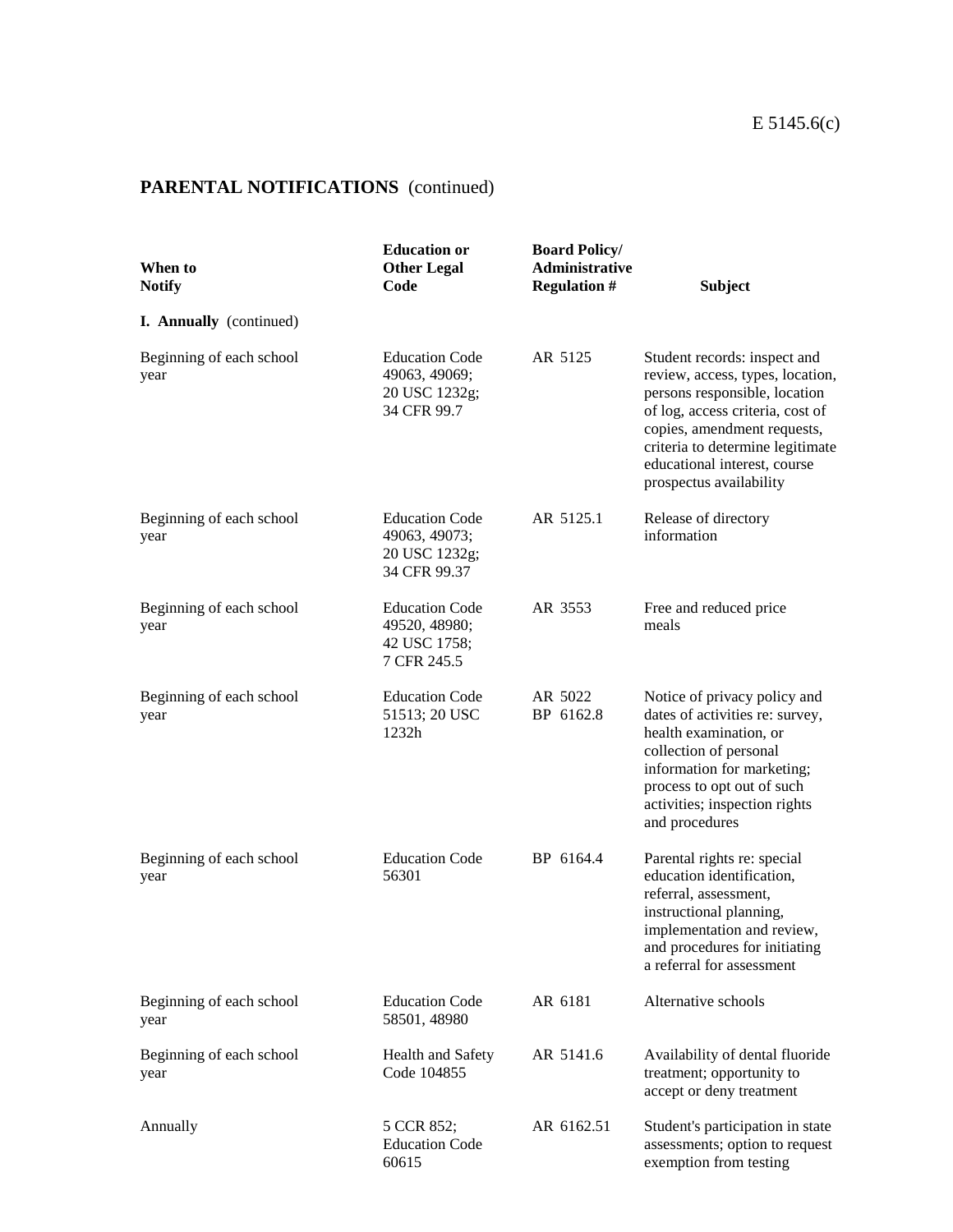E 5145.6(c)

## PARENTAL NOTIFICATIONS (continued)

| When to Notify | Education or Other Legal Code | Board Policy/ Administrative Regulation # | Subject |
|---|---|---|---|
| **I. Annually** (continued) | | | |
| Beginning of each school year | Education Code 49063, 49069; 20 USC 1232g; 34 CFR 99.7 | AR 5125 | Student records: inspect and review, access, types, location, persons responsible, location of log, access criteria, cost of copies, amendment requests, criteria to determine legitimate educational interest, course prospectus availability |
| Beginning of each school year | Education Code 49063, 49073; 20 USC 1232g; 34 CFR 99.37 | AR 5125.1 | Release of directory information |
| Beginning of each school year | Education Code 49520, 48980; 42 USC 1758; 7 CFR 245.5 | AR 3553 | Free and reduced price meals |
| Beginning of each school year | Education Code 51513; 20 USC 1232h | AR 5022 BP 6162.8 | Notice of privacy policy and dates of activities re: survey, health examination, or collection of personal information for marketing; process to opt out of such activities; inspection rights and procedures |
| Beginning of each school year | Education Code 56301 | BP 6164.4 | Parental rights re: special education identification, referral, assessment, instructional planning, implementation and review, and procedures for initiating a referral for assessment |
| Beginning of each school year | Education Code 58501, 48980 | AR 6181 | Alternative schools |
| Beginning of each school year | Health and Safety Code 104855 | AR 5141.6 | Availability of dental fluoride treatment; opportunity to accept or deny treatment |
| Annually | 5 CCR 852; Education Code 60615 | AR 6162.51 | Student's participation in state assessments; option to request exemption from testing |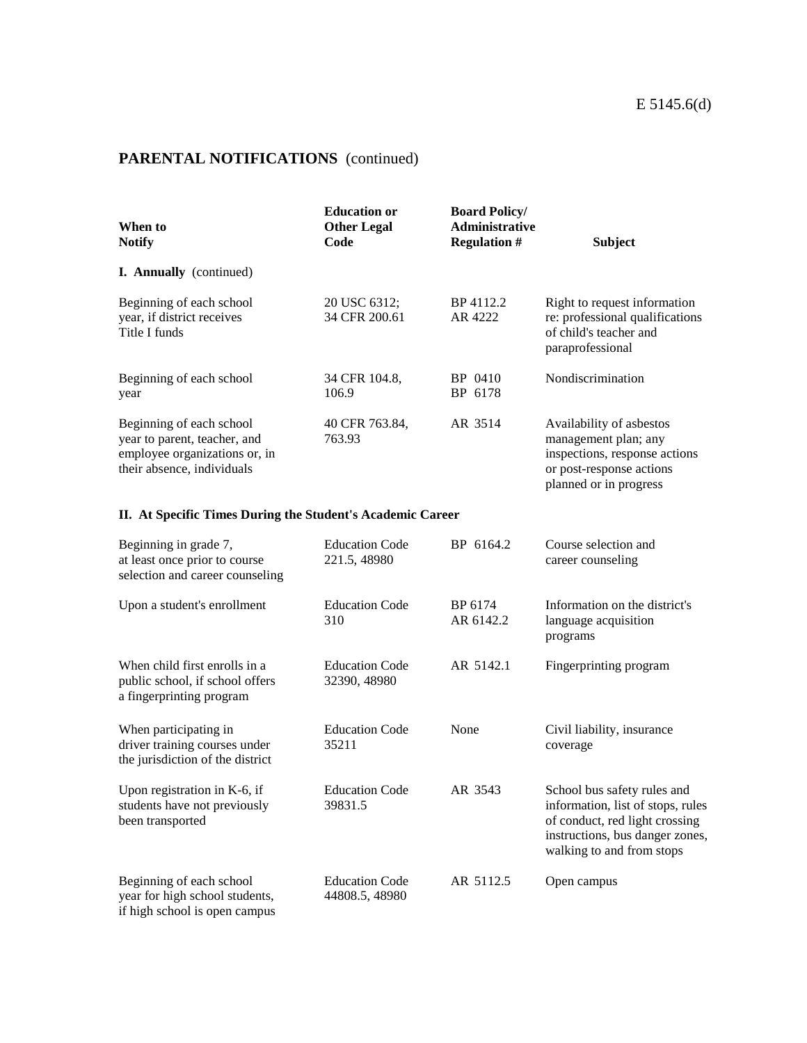## PARENTAL NOTIFICATIONS (continued)

| When to Notify | Education or Other Legal Code | Board Policy/ Administrative Regulation # | Subject |
|---|---|---|---|
| **I. Annually** (continued) | | | |
| Beginning of each school year, if district receives Title I funds | 20 USC 6312; 34 CFR 200.61 | BP 4112.2 AR 4222 | Right to request information re: professional qualifications of child's teacher and paraprofessional |
| Beginning of each school year | 34 CFR 104.8, 106.9 | BP 0410 BP 6178 | Nondiscrimination |
| Beginning of each school year to parent, teacher, and employee organizations or, in their absence, individuals | 40 CFR 763.84, 763.93 | AR 3514 | Availability of asbestos management plan; any inspections, response actions or post-response actions planned or in progress |
| **II. At Specific Times During the Student's Academic Career** | | | |
| Beginning in grade 7, at least once prior to course selection and career counseling | Education Code 221.5, 48980 | BP 6164.2 | Course selection and career counseling |
| Upon a student's enrollment | Education Code 310 | BP 6174 AR 6142.2 | Information on the district's language acquisition programs |
| When child first enrolls in a public school, if school offers a fingerprinting program | Education Code 32390, 48980 | AR 5142.1 | Fingerprinting program |
| When participating in driver training courses under the jurisdiction of the district | Education Code 35211 | None | Civil liability, insurance coverage |
| Upon registration in K-6, if students have not previously been transported | Education Code 39831.5 | AR 3543 | School bus safety rules and information, list of stops, rules of conduct, red light crossing instructions, bus danger zones, walking to and from stops |
| Beginning of each school year for high school students, if high school is open campus | Education Code 44808.5, 48980 | AR 5112.5 | Open campus |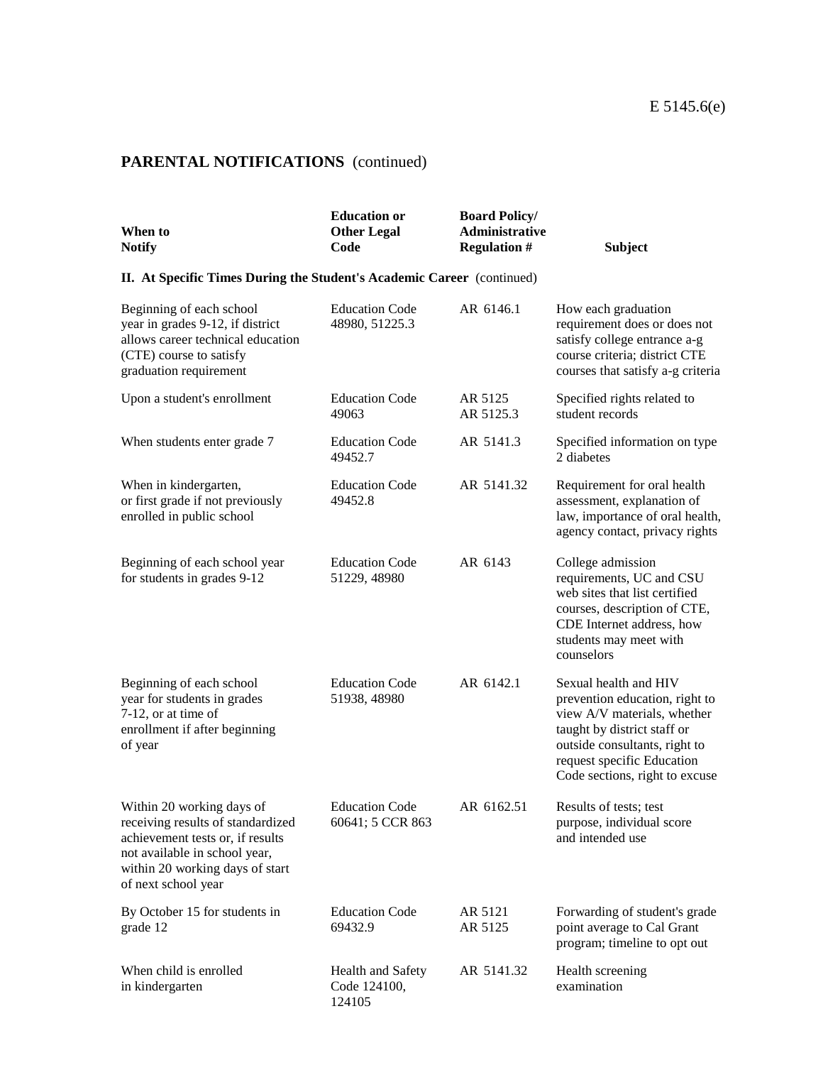## PARENTAL NOTIFICATIONS (continued)

| When to Notify | Education or Other Legal Code | Board Policy/ Administrative Regulation # | Subject |
|---|---|---|---|
| **II. At Specific Times During the Student's Academic Career** (continued) | | | |
| Beginning of each school year in grades 9-12, if district allows career technical education (CTE) course to satisfy graduation requirement | Education Code 48980, 51225.3 | AR 6146.1 | How each graduation requirement does or does not satisfy college entrance a-g course criteria; district CTE courses that satisfy a-g criteria |
| Upon a student's enrollment | Education Code 49063 | AR 5125 AR 5125.3 | Specified rights related to student records |
| When students enter grade 7 | Education Code 49452.7 | AR 5141.3 | Specified information on type 2 diabetes |
| When in kindergarten, or first grade if not previously enrolled in public school | Education Code 49452.8 | AR 5141.32 | Requirement for oral health assessment, explanation of law, importance of oral health, agency contact, privacy rights |
| Beginning of each school year for students in grades 9-12 | Education Code 51229, 48980 | AR 6143 | College admission requirements, UC and CSU web sites that list certified courses, description of CTE, CDE Internet address, how students may meet with counselors |
| Beginning of each school year for students in grades 7-12, or at time of enrollment if after beginning of year | Education Code 51938, 48980 | AR 6142.1 | Sexual health and HIV prevention education, right to view A/V materials, whether taught by district staff or outside consultants, right to request specific Education Code sections, right to excuse |
| Within 20 working days of receiving results of standardized achievement tests or, if results not available in school year, within 20 working days of start of next school year | Education Code 60641; 5 CCR 863 | AR 6162.51 | Results of tests; test purpose, individual score and intended use |
| By October 15 for students in grade 12 | Education Code 69432.9 | AR 5121 AR 5125 | Forwarding of student's grade point average to Cal Grant program; timeline to opt out |
| When child is enrolled in kindergarten | Health and Safety Code 124100, 124105 | AR 5141.32 | Health screening examination |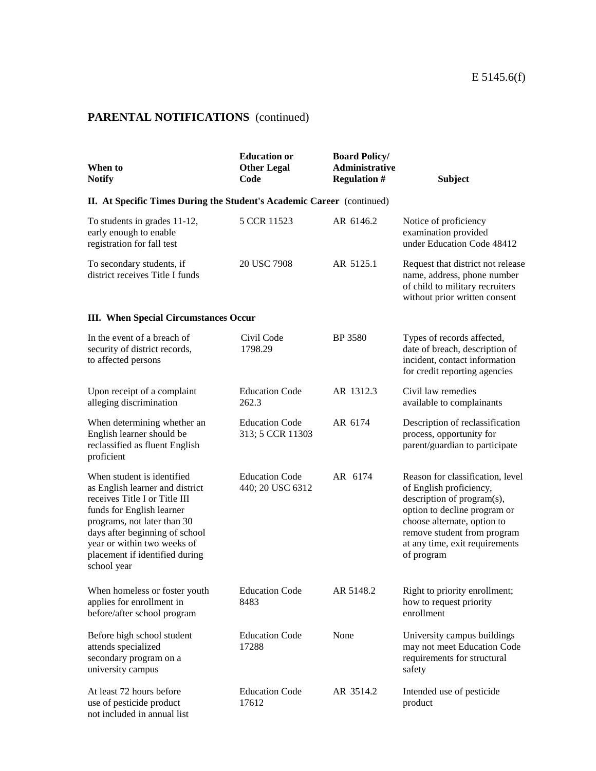## PARENTAL NOTIFICATIONS (continued)

| When to Notify | Education or Other Legal Code | Board Policy/ Administrative Regulation # | Subject |
|---|---|---|---|
| **II. At Specific Times During the Student's Academic Career** (continued) | | | |
| To students in grades 11-12, early enough to enable registration for fall test | 5 CCR 11523 | AR 6146.2 | Notice of proficiency examination provided under Education Code 48412 |
| To secondary students, if district receives Title I funds | 20 USC 7908 | AR 5125.1 | Request that district not release name, address, phone number of child to military recruiters without prior written consent |
| **III. When Special Circumstances Occur** | | | |
| In the event of a breach of security of district records, to affected persons | Civil Code 1798.29 | BP 3580 | Types of records affected, date of breach, description of incident, contact information for credit reporting agencies |
| Upon receipt of a complaint alleging discrimination | Education Code 262.3 | AR 1312.3 | Civil law remedies available to complainants |
| When determining whether an English learner should be reclassified as fluent English proficient | Education Code 313; 5 CCR 11303 | AR 6174 | Description of reclassification process, opportunity for parent/guardian to participate |
| When student is identified as English learner and district receives Title I or Title III funds for English learner programs, not later than 30 days after beginning of school year or within two weeks of placement if identified during school year | Education Code 440; 20 USC 6312 | AR 6174 | Reason for classification, level of English proficiency, description of program(s), option to decline program or choose alternate, option to remove student from program at any time, exit requirements of program |
| When homeless or foster youth applies for enrollment in before/after school program | Education Code 8483 | AR 5148.2 | Right to priority enrollment; how to request priority enrollment |
| Before high school student attends specialized secondary program on a university campus | Education Code 17288 | None | University campus buildings may not meet Education Code requirements for structural safety |
| At least 72 hours before use of pesticide product not included in annual list | Education Code 17612 | AR 3514.2 | Intended use of pesticide product |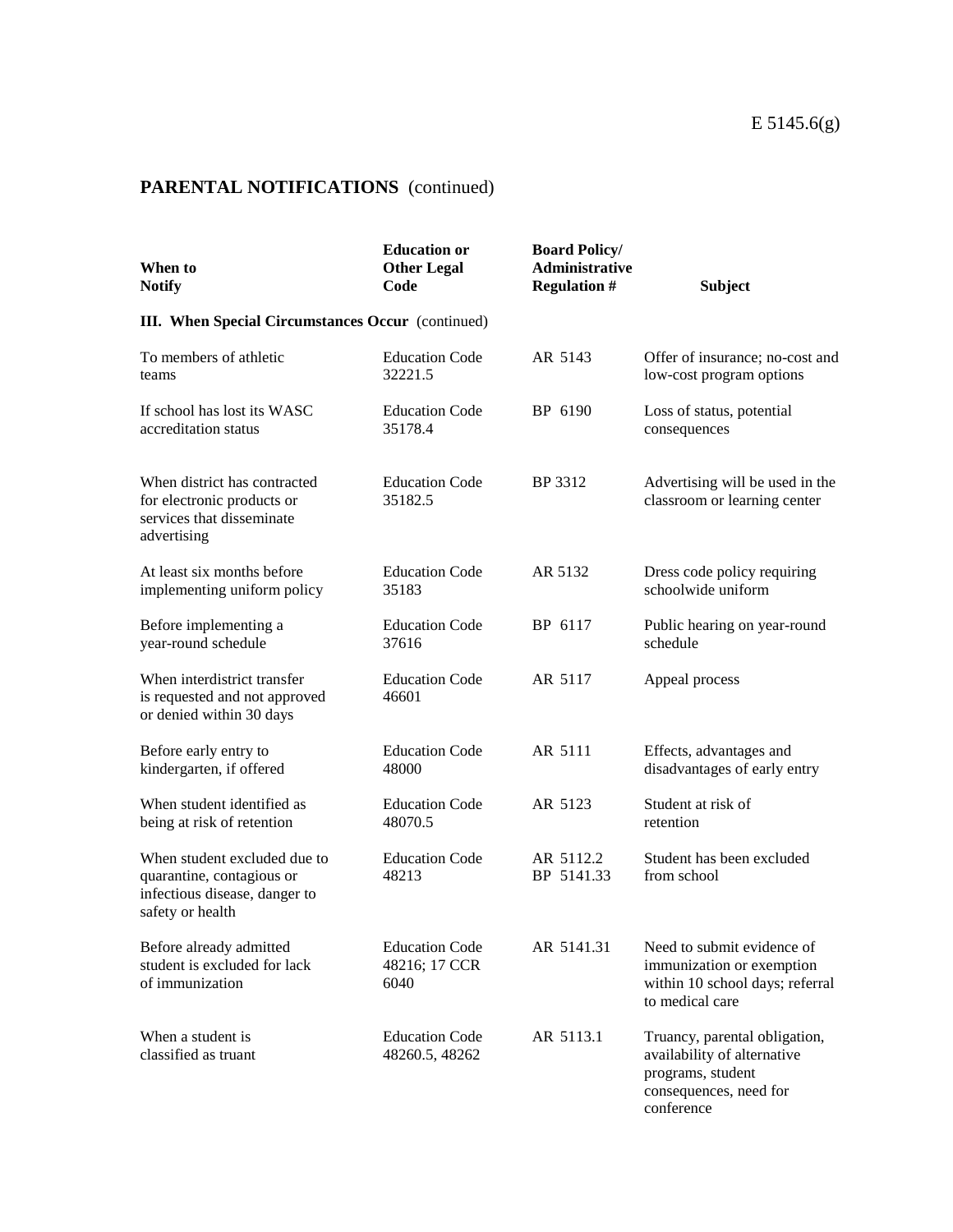## PARENTAL NOTIFICATIONS (continued)

| When to Notify | Education or Other Legal Code | Board Policy/ Administrative Regulation # | Subject |
|---|---|---|---|
| **III. When Special Circumstances Occur** (continued) | | | |
| To members of athletic teams | Education Code 32221.5 | AR 5143 | Offer of insurance; no-cost and low-cost program options |
| If school has lost its WASC accreditation status | Education Code 35178.4 | BP 6190 | Loss of status, potential consequences |
| When district has contracted for electronic products or services that disseminate advertising | Education Code 35182.5 | BP 3312 | Advertising will be used in the classroom or learning center |
| At least six months before implementing uniform policy | Education Code 35183 | AR 5132 | Dress code policy requiring schoolwide uniform |
| Before implementing a year-round schedule | Education Code 37616 | BP 6117 | Public hearing on year-round schedule |
| When interdistrict transfer is requested and not approved or denied within 30 days | Education Code 46601 | AR 5117 | Appeal process |
| Before early entry to kindergarten, if offered | Education Code 48000 | AR 5111 | Effects, advantages and disadvantages of early entry |
| When student identified as being at risk of retention | Education Code 48070.5 | AR 5123 | Student at risk of retention |
| When student excluded due to quarantine, contagious or infectious disease, danger to safety or health | Education Code 48213 | AR 5112.2 BP 5141.33 | Student has been excluded from school |
| Before already admitted student is excluded for lack of immunization | Education Code 48216; 17 CCR 6040 | AR 5141.31 | Need to submit evidence of immunization or exemption within 10 school days; referral to medical care |
| When a student is classified as truant | Education Code 48260.5, 48262 | AR 5113.1 | Truancy, parental obligation, availability of alternative programs, student consequences, need for conference |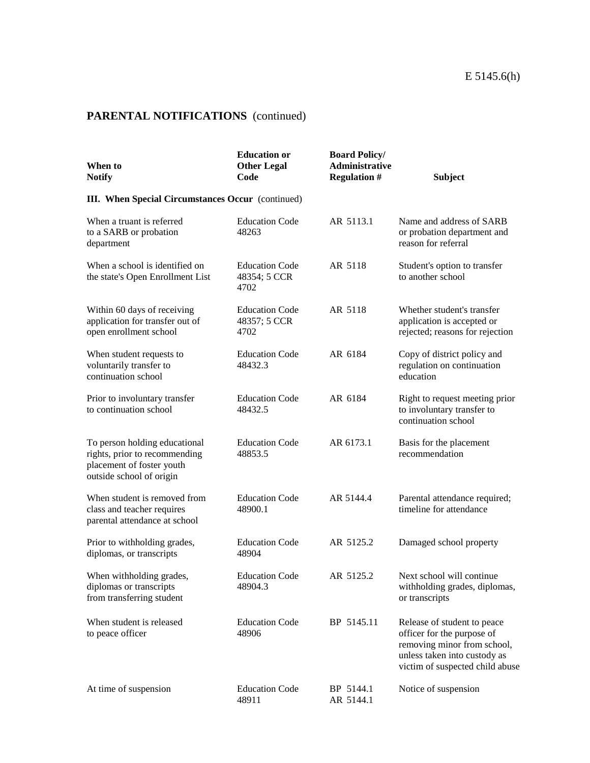# PARENTAL NOTIFICATIONS (continued)

| When to Notify | Education or Other Legal Code | Board Policy/ Administrative Regulation # | Subject |
|---|---|---|---|
| **III. When Special Circumstances Occur** (continued) | | | |
| When a truant is referred to a SARB or probation department | Education Code 48263 | AR 5113.1 | Name and address of SARB or probation department and reason for referral |
| When a school is identified on the state's Open Enrollment List | Education Code 48354; 5 CCR 4702 | AR 5118 | Student's option to transfer to another school |
| Within 60 days of receiving application for transfer out of open enrollment school | Education Code 48357; 5 CCR 4702 | AR 5118 | Whether student's transfer application is accepted or rejected; reasons for rejection |
| When student requests to voluntarily transfer to continuation school | Education Code 48432.3 | AR 6184 | Copy of district policy and regulation on continuation education |
| Prior to involuntary transfer to continuation school | Education Code 48432.5 | AR 6184 | Right to request meeting prior to involuntary transfer to continuation school |
| To person holding educational rights, prior to recommending placement of foster youth outside school of origin | Education Code 48853.5 | AR 6173.1 | Basis for the placement recommendation |
| When student is removed from class and teacher requires parental attendance at school | Education Code 48900.1 | AR 5144.4 | Parental attendance required; timeline for attendance |
| Prior to withholding grades, diplomas, or transcripts | Education Code 48904 | AR 5125.2 | Damaged school property |
| When withholding grades, diplomas or transcripts from transferring student | Education Code 48904.3 | AR 5125.2 | Next school will continue withholding grades, diplomas, or transcripts |
| When student is released to peace officer | Education Code 48906 | BP 5145.11 | Release of student to peace officer for the purpose of removing minor from school, unless taken into custody as victim of suspected child abuse |
| At time of suspension | Education Code 48911 | BP 5144.1 AR 5144.1 | Notice of suspension |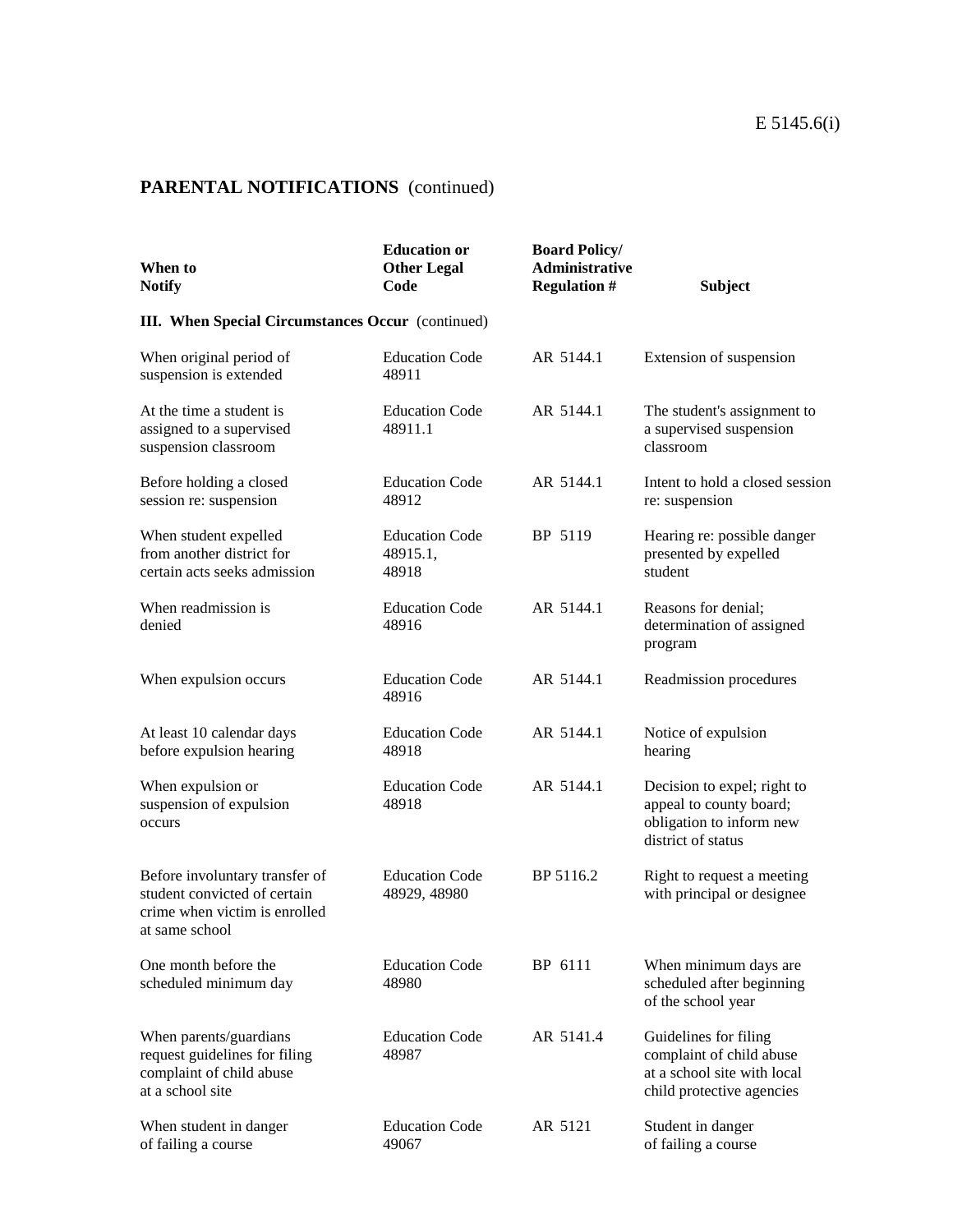## PARENTAL NOTIFICATIONS (continued)

| When to Notify | Education or Other Legal Code | Board Policy/ Administrative Regulation # | Subject |
|---|---|---|---|
| **III. When Special Circumstances Occur** (continued) | | | |
| When original period of suspension is extended | Education Code 48911 | AR 5144.1 | Extension of suspension |
| At the time a student is assigned to a supervised suspension classroom | Education Code 48911.1 | AR 5144.1 | The student's assignment to a supervised suspension classroom |
| Before holding a closed session re: suspension | Education Code 48912 | AR 5144.1 | Intent to hold a closed session re: suspension |
| When student expelled from another district for certain acts seeks admission | Education Code 48915.1, 48918 | BP 5119 | Hearing re: possible danger presented by expelled student |
| When readmission is denied | Education Code 48916 | AR 5144.1 | Reasons for denial; determination of assigned program |
| When expulsion occurs | Education Code 48916 | AR 5144.1 | Readmission procedures |
| At least 10 calendar days before expulsion hearing | Education Code 48918 | AR 5144.1 | Notice of expulsion hearing |
| When expulsion or suspension of expulsion occurs | Education Code 48918 | AR 5144.1 | Decision to expel; right to appeal to county board; obligation to inform new district of status |
| Before involuntary transfer of student convicted of certain crime when victim is enrolled at same school | Education Code 48929, 48980 | BP 5116.2 | Right to request a meeting with principal or designee |
| One month before the scheduled minimum day | Education Code 48980 | BP 6111 | When minimum days are scheduled after beginning of the school year |
| When parents/guardians request guidelines for filing complaint of child abuse at a school site | Education Code 48987 | AR 5141.4 | Guidelines for filing complaint of child abuse at a school site with local child protective agencies |
| When student in danger of failing a course | Education Code 49067 | AR 5121 | Student in danger of failing a course |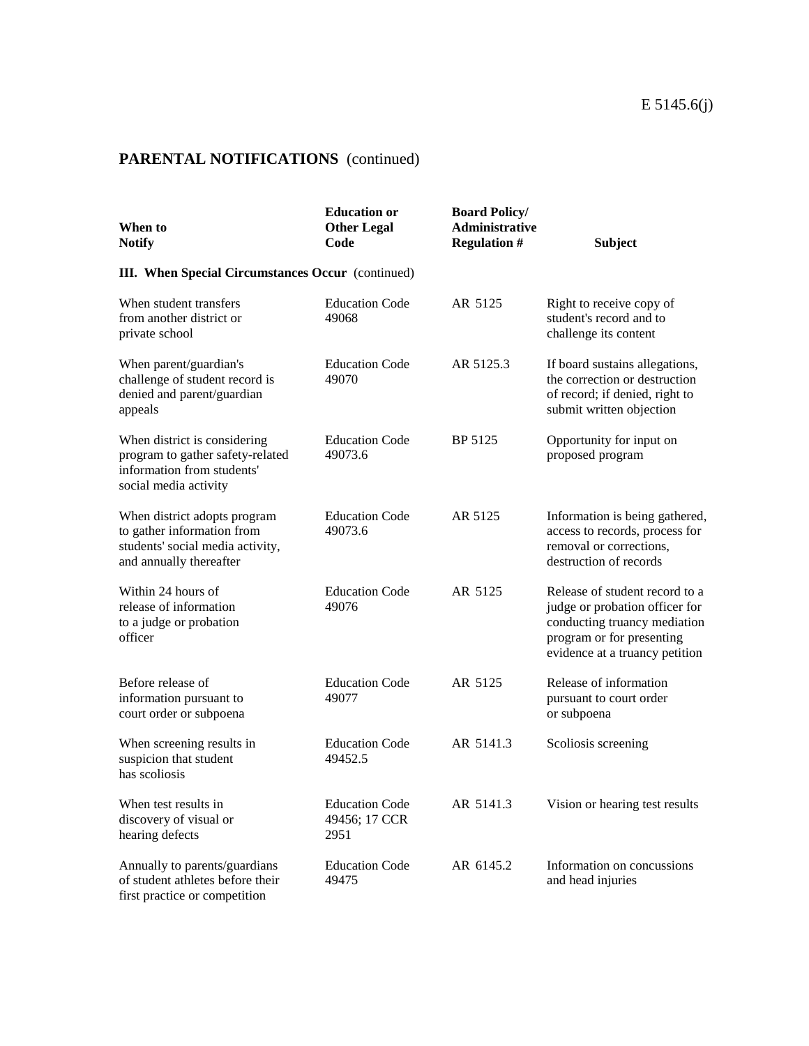## PARENTAL NOTIFICATIONS (continued)

| When to Notify | Education or Other Legal Code | Board Policy/ Administrative Regulation # | Subject |
|---|---|---|---|
| **III. When Special Circumstances Occur** (continued) | | | |
| When student transfers from another district or private school | Education Code 49068 | AR 5125 | Right to receive copy of student's record and to challenge its content |
| When parent/guardian's challenge of student record is denied and parent/guardian appeals | Education Code 49070 | AR 5125.3 | If board sustains allegations, the correction or destruction of record; if denied, right to submit written objection |
| When district is considering program to gather safety-related information from students' social media activity | Education Code 49073.6 | BP 5125 | Opportunity for input on proposed program |
| When district adopts program to gather information from students' social media activity, and annually thereafter | Education Code 49073.6 | AR 5125 | Information is being gathered, access to records, process for removal or corrections, destruction of records |
| Within 24 hours of release of information to a judge or probation officer | Education Code 49076 | AR 5125 | Release of student record to a judge or probation officer for conducting truancy mediation program or for presenting evidence at a truancy petition |
| Before release of information pursuant to court order or subpoena | Education Code 49077 | AR 5125 | Release of information pursuant to court order or subpoena |
| When screening results in suspicion that student has scoliosis | Education Code 49452.5 | AR 5141.3 | Scoliosis screening |
| When test results in discovery of visual or hearing defects | Education Code 49456; 17 CCR 2951 | AR 5141.3 | Vision or hearing test results |
| Annually to parents/guardians of student athletes before their first practice or competition | Education Code 49475 | AR 6145.2 | Information on concussions and head injuries |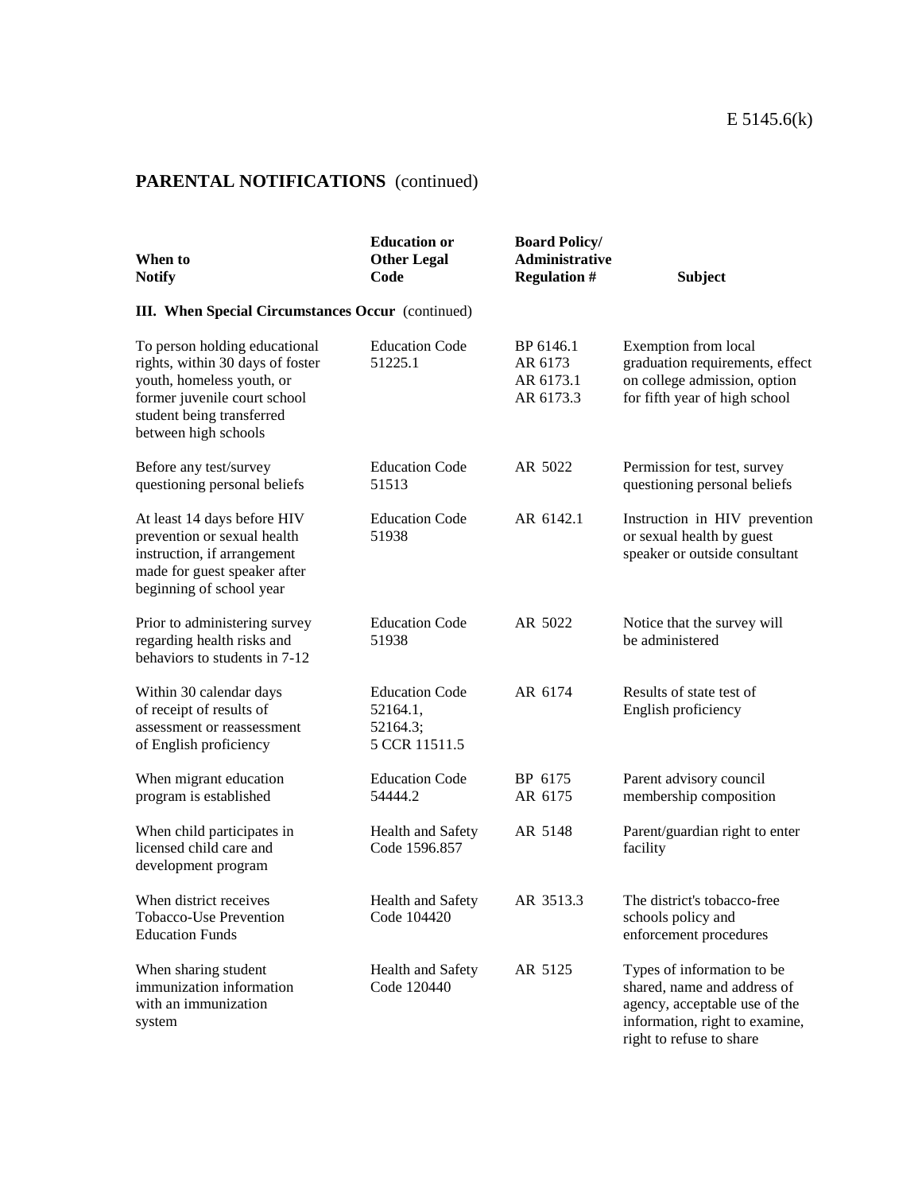## PARENTAL NOTIFICATIONS (continued)

| When to Notify | Education or Other Legal Code | Board Policy/ Administrative Regulation # | Subject |
|---|---|---|---|
| **III. When Special Circumstances Occur** (continued) | | | |
| To person holding educational rights, within 30 days of foster youth, homeless youth, or former juvenile court school student being transferred between high schools | Education Code 51225.1 | BP 6146.1 AR 6173 AR 6173.1 AR 6173.3 | Exemption from local graduation requirements, effect on college admission, option for fifth year of high school |
| Before any test/survey questioning personal beliefs | Education Code 51513 | AR 5022 | Permission for test, survey questioning personal beliefs |
| At least 14 days before HIV prevention or sexual health instruction, if arrangement made for guest speaker after beginning of school year | Education Code 51938 | AR 6142.1 | Instruction in HIV prevention or sexual health by guest speaker or outside consultant |
| Prior to administering survey regarding health risks and behaviors to students in 7-12 | Education Code 51938 | AR 5022 | Notice that the survey will be administered |
| Within 30 calendar days of receipt of results of assessment or reassessment of English proficiency | Education Code 52164.1, 52164.3; 5 CCR 11511.5 | AR 6174 | Results of state test of English proficiency |
| When migrant education program is established | Education Code 54444.2 | BP 6175 AR 6175 | Parent advisory council membership composition |
| When child participates in licensed child care and development program | Health and Safety Code 1596.857 | AR 5148 | Parent/guardian right to enter facility |
| When district receives Tobacco-Use Prevention Education Funds | Health and Safety Code 104420 | AR 3513.3 | The district's tobacco-free schools policy and enforcement procedures |
| When sharing student immunization information with an immunization system | Health and Safety Code 120440 | AR 5125 | Types of information to be shared, name and address of agency, acceptable use of the information, right to examine, right to refuse to share |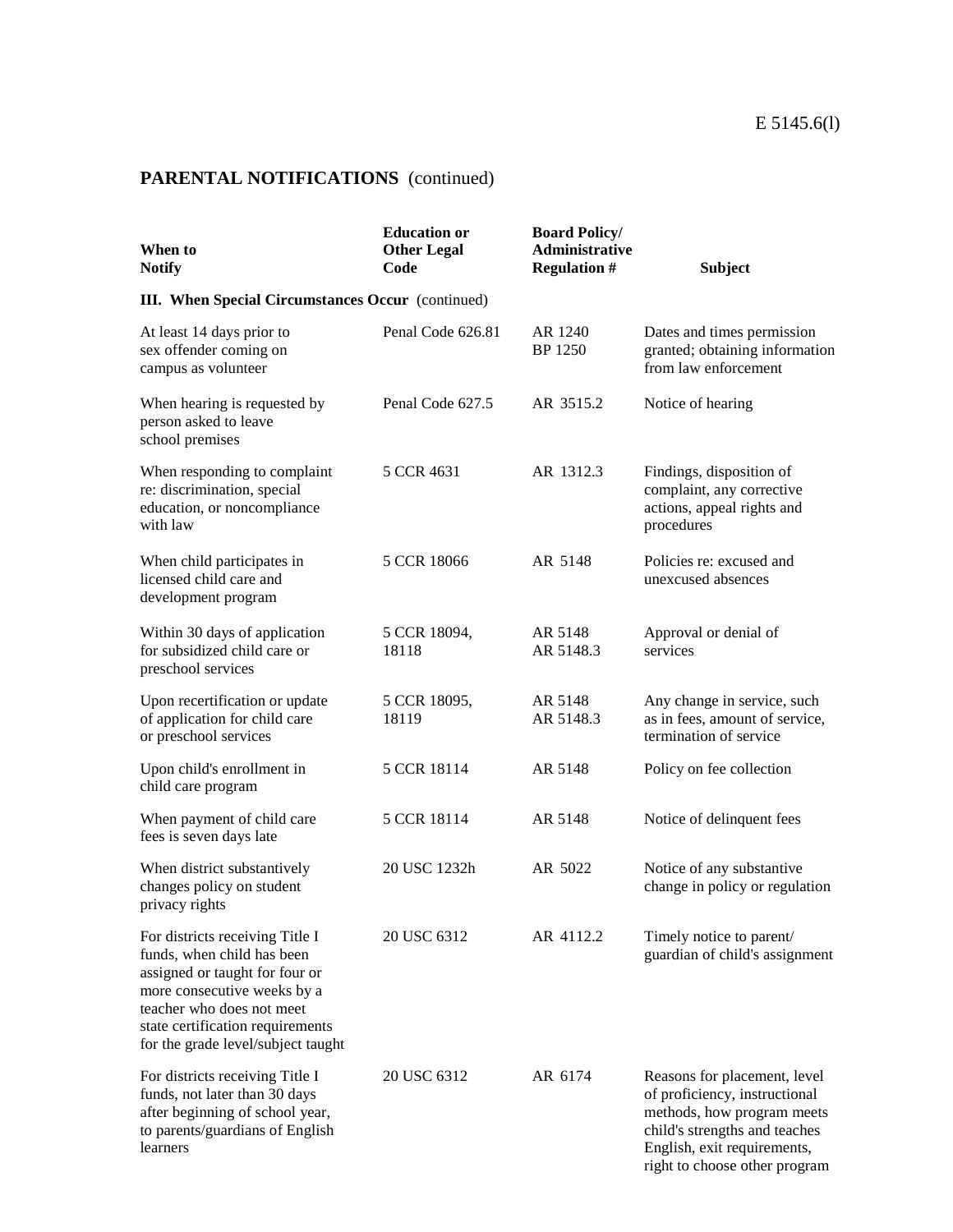## PARENTAL NOTIFICATIONS (continued)

| When to Notify | Education or Other Legal Code | Board Policy/ Administrative Regulation # | Subject |
|---|---|---|---|
| **III. When Special Circumstances Occur** (continued) | | | |
| At least 14 days prior to sex offender coming on campus as volunteer | Penal Code 626.81 | AR 1240 BP 1250 | Dates and times permission granted; obtaining information from law enforcement |
| When hearing is requested by person asked to leave school premises | Penal Code 627.5 | AR 3515.2 | Notice of hearing |
| When responding to complaint re: discrimination, special education, or noncompliance with law | 5 CCR 4631 | AR 1312.3 | Findings, disposition of complaint, any corrective actions, appeal rights and procedures |
| When child participates in licensed child care and development program | 5 CCR 18066 | AR 5148 | Policies re: excused and unexcused absences |
| Within 30 days of application for subsidized child care or preschool services | 5 CCR 18094, 18118 | AR 5148 AR 5148.3 | Approval or denial of services |
| Upon recertification or update of application for child care or preschool services | 5 CCR 18095, 18119 | AR 5148 AR 5148.3 | Any change in service, such as in fees, amount of service, termination of service |
| Upon child's enrollment in child care program | 5 CCR 18114 | AR 5148 | Policy on fee collection |
| When payment of child care fees is seven days late | 5 CCR 18114 | AR 5148 | Notice of delinquent fees |
| When district substantively changes policy on student privacy rights | 20 USC 1232h | AR 5022 | Notice of any substantive change in policy or regulation |
| For districts receiving Title I funds, when child has been assigned or taught for four or more consecutive weeks by a teacher who does not meet state certification requirements for the grade level/subject taught | 20 USC 6312 | AR 4112.2 | Timely notice to parent/ guardian of child's assignment |
| For districts receiving Title I funds, not later than 30 days after beginning of school year, to parents/guardians of English learners | 20 USC 6312 | AR 6174 | Reasons for placement, level of proficiency, instructional methods, how program meets child's strengths and teaches English, exit requirements, right to choose other program |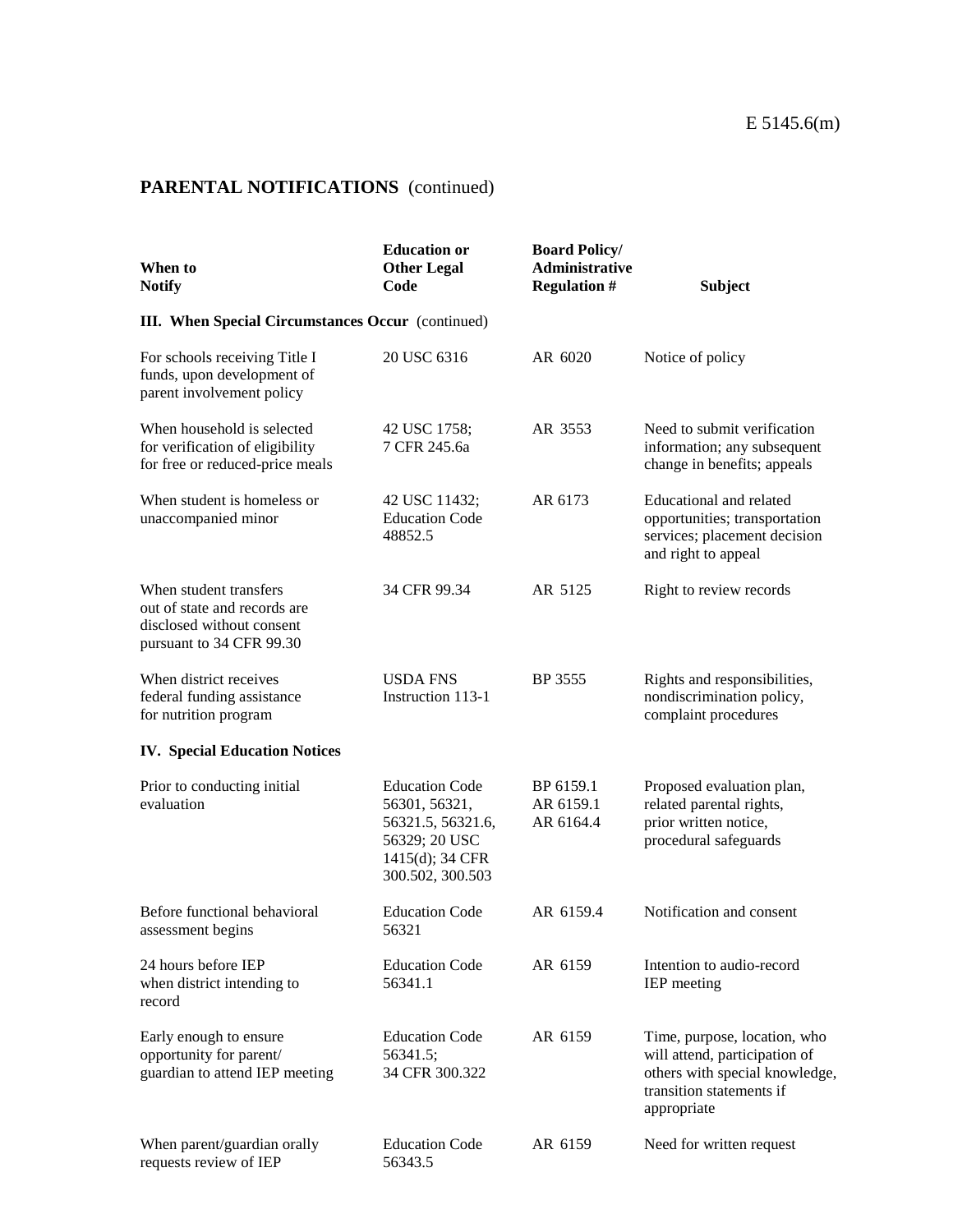## PARENTAL NOTIFICATIONS (continued)

| When to Notify | Education or Other Legal Code | Board Policy/ Administrative Regulation # | Subject |
|---|---|---|---|
| **III. When Special Circumstances Occur** (continued) | | | |
| For schools receiving Title I funds, upon development of parent involvement policy | 20 USC 6316 | AR 6020 | Notice of policy |
| When household is selected for verification of eligibility for free or reduced-price meals | 42 USC 1758; 7 CFR 245.6a | AR 3553 | Need to submit verification information; any subsequent change in benefits; appeals |
| When student is homeless or unaccompanied minor | 42 USC 11432; Education Code 48852.5 | AR 6173 | Educational and related opportunities; transportation services; placement decision and right to appeal |
| When student transfers out of state and records are disclosed without consent pursuant to 34 CFR 99.30 | 34 CFR 99.34 | AR 5125 | Right to review records |
| When district receives federal funding assistance for nutrition program | USDA FNS Instruction 113-1 | BP 3555 | Rights and responsibilities, nondiscrimination policy, complaint procedures |
| **IV. Special Education Notices** | | | |
| Prior to conducting initial evaluation | Education Code 56301, 56321, 56321.5, 56321.6, 56329; 20 USC 1415(d); 34 CFR 300.502, 300.503 | BP 6159.1 AR 6159.1 AR 6164.4 | Proposed evaluation plan, related parental rights, prior written notice, procedural safeguards |
| Before functional behavioral assessment begins | Education Code 56321 | AR 6159.4 | Notification and consent |
| 24 hours before IEP when district intending to record | Education Code 56341.1 | AR 6159 | Intention to audio-record IEP meeting |
| Early enough to ensure opportunity for parent/ guardian to attend IEP meeting | Education Code 56341.5; 34 CFR 300.322 | AR 6159 | Time, purpose, location, who will attend, participation of others with special knowledge, transition statements if appropriate |
| When parent/guardian orally requests review of IEP | Education Code 56343.5 | AR 6159 | Need for written request |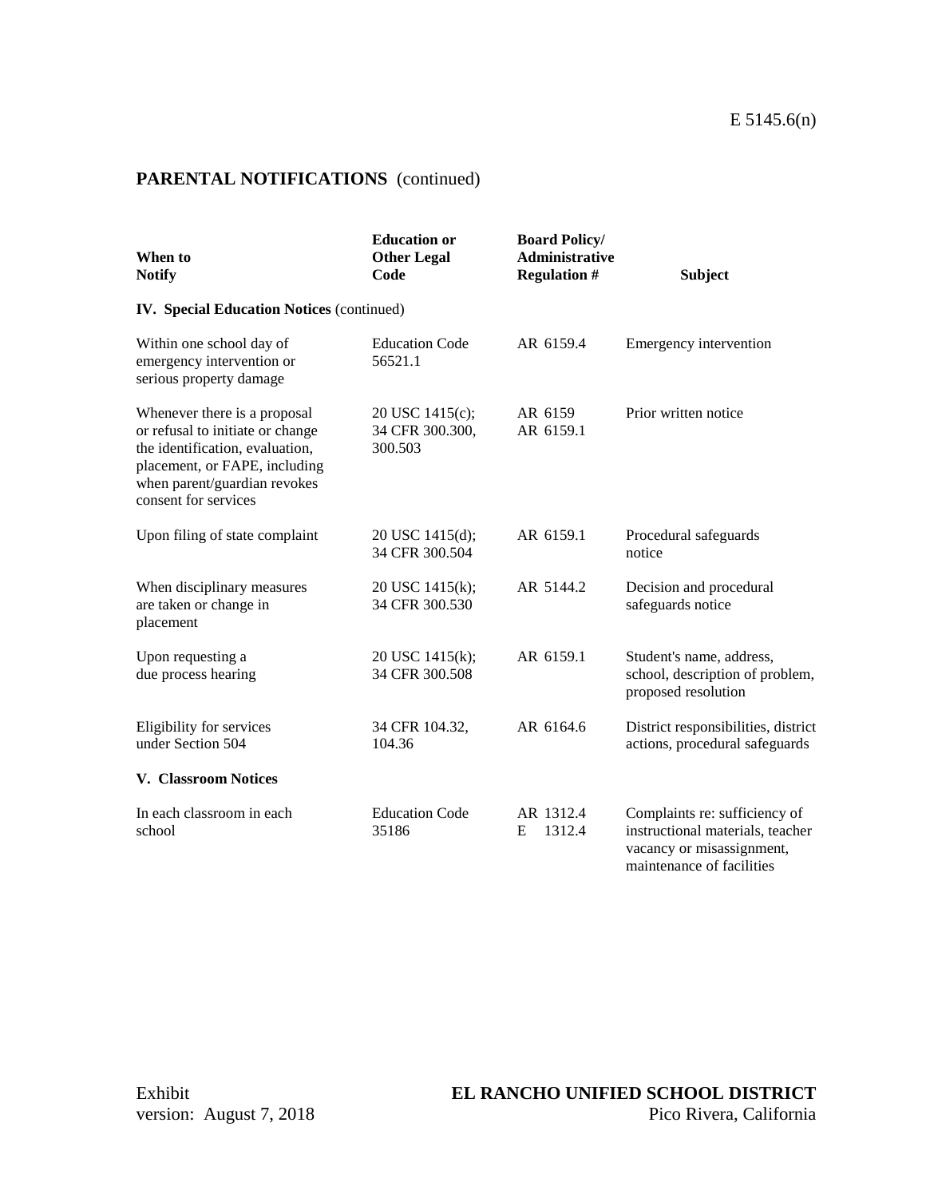## PARENTAL NOTIFICATIONS (continued)

| When to Notify | Education or Other Legal Code | Board Policy/ Administrative Regulation # | Subject |
|---|---|---|---|
| **IV. Special Education Notices** (continued) | | | |
| Within one school day of emergency intervention or serious property damage | Education Code 56521.1 | AR 6159.4 | Emergency intervention |
| Whenever there is a proposal or refusal to initiate or change the identification, evaluation, placement, or FAPE, including when parent/guardian revokes consent for services | 20 USC 1415(c); 34 CFR 300.300, 300.503 | AR 6159 AR 6159.1 | Prior written notice |
| Upon filing of state complaint | 20 USC 1415(d); 34 CFR 300.504 | AR 6159.1 | Procedural safeguards notice |
| When disciplinary measures are taken or change in placement | 20 USC 1415(k); 34 CFR 300.530 | AR 5144.2 | Decision and procedural safeguards notice |
| Upon requesting a due process hearing | 20 USC 1415(k); 34 CFR 300.508 | AR 6159.1 | Student's name, address, school, description of problem, proposed resolution |
| Eligibility for services under Section 504 | 34 CFR 104.32, 104.36 | AR 6164.6 | District responsibilities, district actions, procedural safeguards |
| **V. Classroom Notices** | | | |
| In each classroom in each school | Education Code 35186 | AR 1312.4 E 1312.4 | Complaints re: sufficiency of instructional materials, teacher vacancy or misassignment, maintenance of facilities |

Exhibit
version: August 7, 2018

**EL RANCHO UNIFIED SCHOOL DISTRICT**
Pico Rivera, California